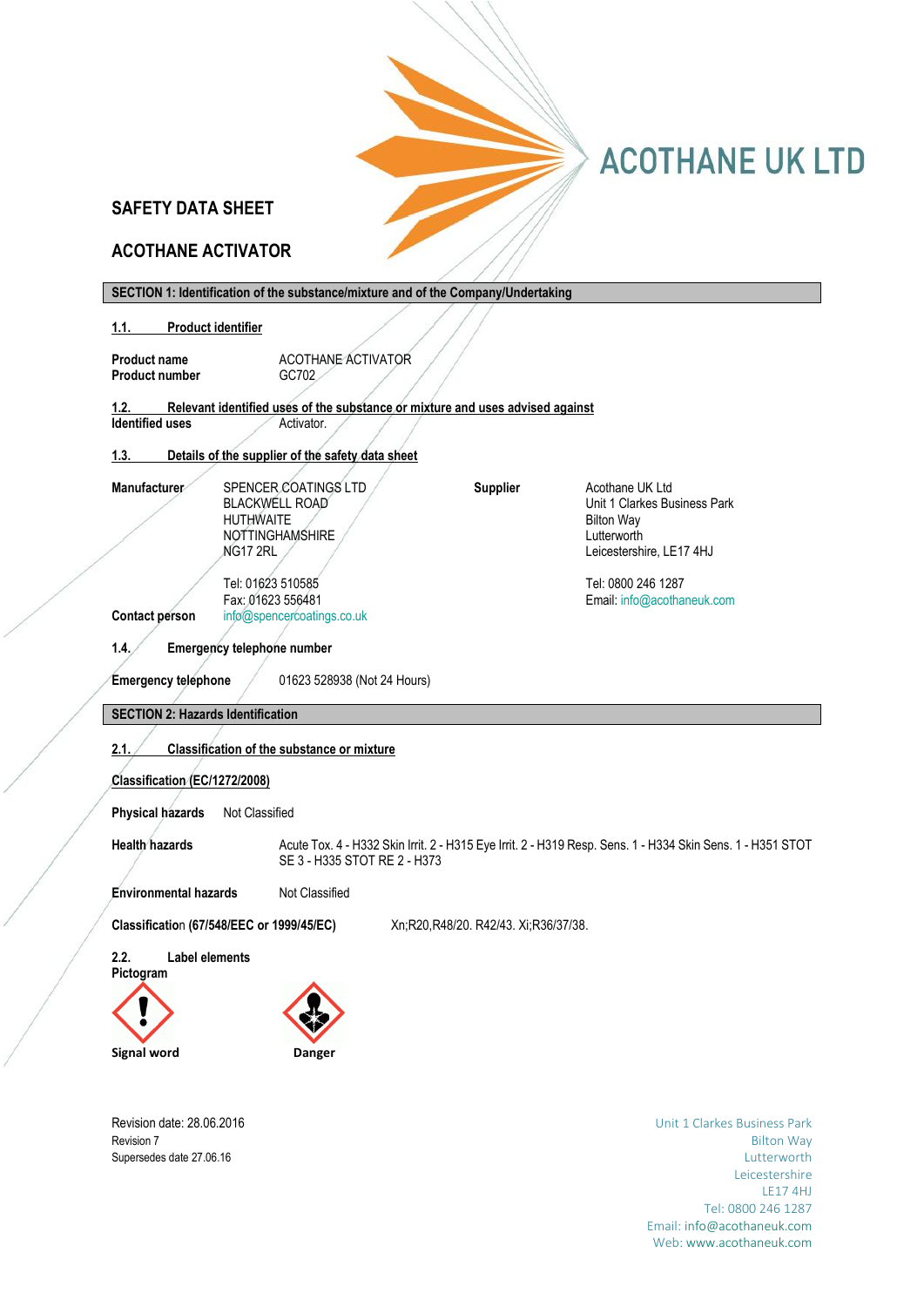# ACOTHANE UK LTD

## SAFETY DATA SHEET

## ACOTHANE ACTIVATOR

### SECTION 1: Identification of the substance/mixture and of the Company/Undertaking

**1.1. Product identifier**

**Product name** ACOTHANE ACTIVATOR
**Product number** GC702

**1.2. Relevant identified uses of the substance or mixture and uses advised against**
**Identified uses** Activator.

**1.3. Details of the supplier of the safety data sheet**

**Manufacturer**
SPENCER COATINGS LTD
BLACKWELL ROAD
HUTHWAITE
NOTTINGHAMSHIRE
NG17 2RL

Tel: 01623 510585
Fax: 01623 556481

**Contact person** info@spencercoatings.co.uk

**Supplier**
Acothane UK Ltd
Unit 1 Clarkes Business Park
Bilton Way
Lutterworth
Leicestershire, LE17 4HJ

Tel: 0800 246 1287
Email: info@acothaneuk.com

**1.4. Emergency telephone number**

**Emergency telephone** 01623 528938 (Not 24 Hours)

### SECTION 2: Hazards Identification

**2.1. Classification of the substance or mixture**

**Classification (EC/1272/2008)**

**Physical hazards** Not Classified

**Health hazards** Acute Tox. 4 - H332 Skin Irrit. 2 - H315 Eye Irrit. 2 - H319 Resp. Sens. 1 - H334 Skin Sens. 1 - H351 STOT SE 3 - H335 STOT RE 2 - H373

**Environmental hazards** Not Classified

**Classification (67/548/EEC or 1999/45/EC)** Xn;R20,R48/20. R42/43. Xi;R36/37/38.

**2.2. Label elements**
**Pictogram**

**Signal word** **Danger**

Revision date: 28.06.2016
Revision 7
Supersedes date 27.06.16

Unit 1 Clarkes Business Park
Bilton Way
Lutterworth
Leicestershire
LE17 4HJ
Tel: 0800 246 1287
Email: info@acothaneuk.com
Web: www.acothaneuk.com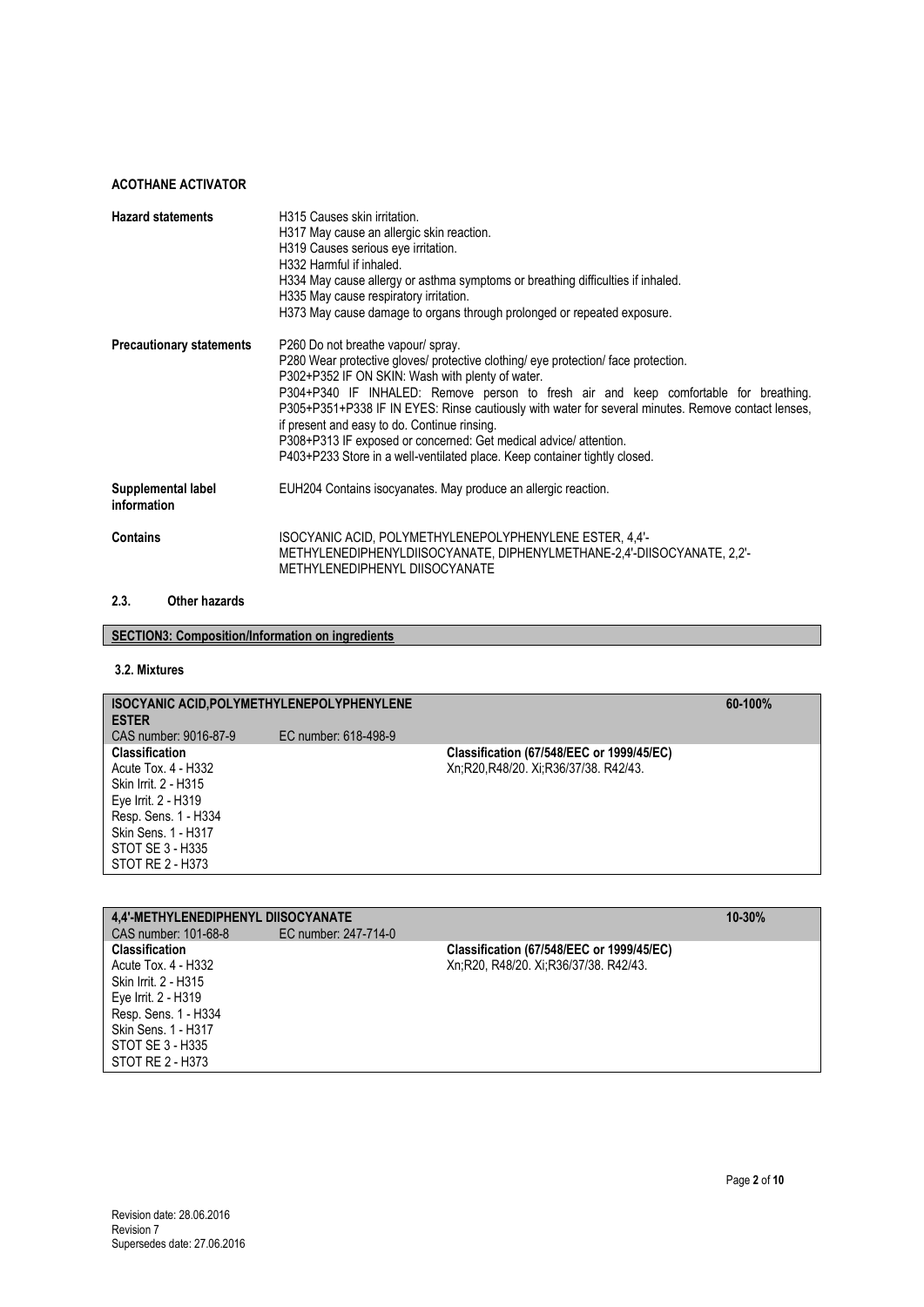**ACOTHANE ACTIVATOR**

| | |
|---|---|
| **Hazard statements** | H315 Causes skin irritation.<br>H317 May cause an allergic skin reaction.<br>H319 Causes serious eye irritation.<br>H332 Harmful if inhaled.<br>H334 May cause allergy or asthma symptoms or breathing difficulties if inhaled.<br>H335 May cause respiratory irritation.<br>H373 May cause damage to organs through prolonged or repeated exposure. |
| **Precautionary statements** | P260 Do not breathe vapour/ spray.<br>P280 Wear protective gloves/ protective clothing/ eye protection/ face protection.<br>P302+P352 IF ON SKIN: Wash with plenty of water.<br>P304+P340 IF INHALED: Remove person to fresh air and keep comfortable for breathing.<br>P305+P351+P338 IF IN EYES: Rinse cautiously with water for several minutes. Remove contact lenses, if present and easy to do. Continue rinsing.<br>P308+P313 IF exposed or concerned: Get medical advice/ attention.<br>P403+P233 Store in a well-ventilated place. Keep container tightly closed. |
| **Supplemental label information** | EUH204 Contains isocyanates. May produce an allergic reaction. |
| **Contains** | ISOCYANIC ACID, POLYMETHYLENEPOLYPHENYLENE ESTER, 4,4'-METHYLENEDIPHENYLDIISOCYANATE, DIPHENYLMETHANE-2,4'-DIISOCYANATE, 2,2'-METHYLENEDIPHENYL DIISOCYANATE |

### 2.3. Other hazards

## SECTION3: Composition/Information on ingredients

### 3.2. Mixtures

| **ISOCYANIC ACID,POLYMETHYLENEPOLYPHENYLENE ESTER** | | | **60-100%** |
|---|---|---|---|
| CAS number: 9016-87-9 | EC number: 618-498-9 | | |
| **Classification**<br>Acute Tox. 4 - H332<br>Skin Irrit. 2 - H315<br>Eye Irrit. 2 - H319<br>Resp. Sens. 1 - H334<br>Skin Sens. 1 - H317<br>STOT SE 3 - H335<br>STOT RE 2 - H373 | | **Classification (67/548/EEC or 1999/45/EC)**<br>Xn;R20,R48/20. Xi;R36/37/38. R42/43. | |

| **4,4'-METHYLENEDIPHENYL DIISOCYANATE** | | | **10-30%** |
|---|---|---|---|
| CAS number: 101-68-8 | EC number: 247-714-0 | | |
| **Classification**<br>Acute Tox. 4 - H332<br>Skin Irrit. 2 - H315<br>Eye Irrit. 2 - H319<br>Resp. Sens. 1 - H334<br>Skin Sens. 1 - H317<br>STOT SE 3 - H335<br>STOT RE 2 - H373 | | **Classification (67/548/EEC or 1999/45/EC)**<br>Xn;R20, R48/20. Xi;R36/37/38. R42/43. | |

Revision date: 28.06.2016
Revision 7
Supersedes date: 27.06.2016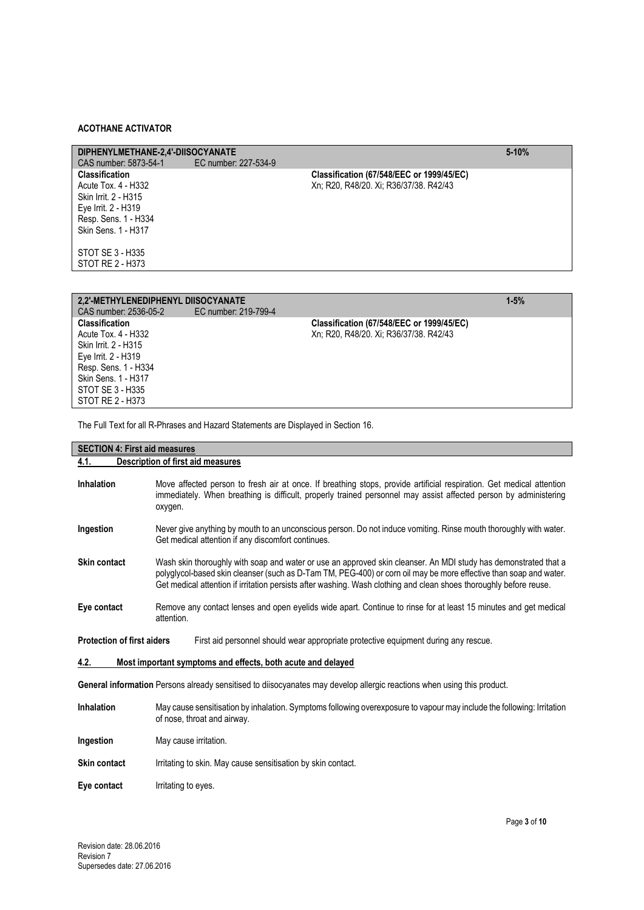**ACOTHANE ACTIVATOR**

| DIPHENYLMETHANE-2,4'-DIISOCYANATE | | 5-10% |
|---|---|---|
| CAS number: 5873-54-1 | EC number: 227-534-9 | |
| **Classification**<br>Acute Tox. 4 - H332<br>Skin Irrit. 2 - H315<br>Eye Irrit. 2 - H319<br>Resp. Sens. 1 - H334<br>Skin Sens. 1 - H317<br><br>STOT SE 3 - H335<br>STOT RE 2 - H373 | **Classification (67/548/EEC or 1999/45/EC)**<br>Xn; R20, R48/20. Xi; R36/37/38. R42/43 | |

| 2,2'-METHYLENEDIPHENYL DIISOCYANATE | | 1-5% |
|---|---|---|
| CAS number: 2536-05-2 | EC number: 219-799-4 | |
| **Classification**<br>Acute Tox. 4 - H332<br>Skin Irrit. 2 - H315<br>Eye Irrit. 2 - H319<br>Resp. Sens. 1 - H334<br>Skin Sens. 1 - H317<br>STOT SE 3 - H335<br>STOT RE 2 - H373 | **Classification (67/548/EEC or 1999/45/EC)**<br>Xn; R20, R48/20. Xi; R36/37/38. R42/43 | |

The Full Text for all R-Phrases and Hazard Statements are Displayed in Section 16.

## SECTION 4: First aid measures

### 4.1. Description of first aid measures

**Inhalation** Move affected person to fresh air at once. If breathing stops, provide artificial respiration. Get medical attention immediately. When breathing is difficult, properly trained personnel may assist affected person by administering oxygen.

**Ingestion** Never give anything by mouth to an unconscious person. Do not induce vomiting. Rinse mouth thoroughly with water. Get medical attention if any discomfort continues.

**Skin contact** Wash skin thoroughly with soap and water or use an approved skin cleanser. An MDI study has demonstrated that a polyglycol-based skin cleanser (such as D-Tam TM, PEG-400) or corn oil may be more effective than soap and water. Get medical attention if irritation persists after washing. Wash clothing and clean shoes thoroughly before reuse.

**Eye contact** Remove any contact lenses and open eyelids wide apart. Continue to rinse for at least 15 minutes and get medical attention.

**Protection of first aiders** First aid personnel should wear appropriate protective equipment during any rescue.

### 4.2. Most important symptoms and effects, both acute and delayed

**General information** Persons already sensitised to diisocyanates may develop allergic reactions when using this product.

**Inhalation** May cause sensitisation by inhalation. Symptoms following overexposure to vapour may include the following: Irritation of nose, throat and airway.

**Ingestion** May cause irritation.

**Skin contact** Irritating to skin. May cause sensitisation by skin contact.

**Eye contact** Irritating to eyes.

Revision date: 28.06.2016
Revision 7
Supersedes date: 27.06.2016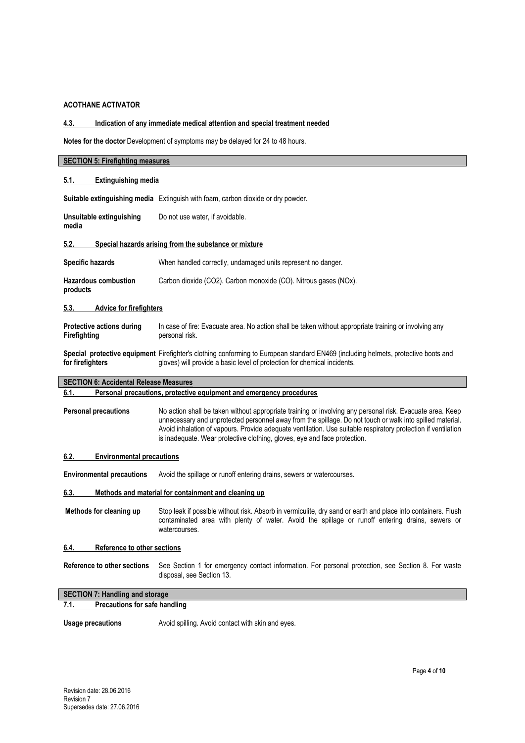**ACOTHANE ACTIVATOR**

### 4.3. Indication of any immediate medical attention and special treatment needed

**Notes for the doctor** Development of symptoms may be delayed for 24 to 48 hours.

## SECTION 5: Firefighting measures

### 5.1. Extinguishing media

**Suitable extinguishing media** Extinguish with foam, carbon dioxide or dry powder.

**Unsuitable extinguishing media** Do not use water, if avoidable.

### 5.2. Special hazards arising from the substance or mixture

**Specific hazards** When handled correctly, undamaged units represent no danger.

**Hazardous combustion products** Carbon dioxide ($CO_2$). Carbon monoxide (CO). Nitrous gases ($NO_x$).

### 5.3. Advice for firefighters

**Protective actions during Firefighting** In case of fire: Evacuate area. No action shall be taken without appropriate training or involving any personal risk.

**Special protective equipment for firefighters** Firefighter's clothing conforming to European standard EN469 (including helmets, protective boots and gloves) will provide a basic level of protection for chemical incidents.

## SECTION 6: Accidental Release Measures

### 6.1. Personal precautions, protective equipment and emergency procedures

**Personal precautions** No action shall be taken without appropriate training or involving any personal risk. Evacuate area. Keep unnecessary and unprotected personnel away from the spillage. Do not touch or walk into spilled material. Avoid inhalation of vapours. Provide adequate ventilation. Use suitable respiratory protection if ventilation is inadequate. Wear protective clothing, gloves, eye and face protection.

### 6.2. Environmental precautions

**Environmental precautions** Avoid the spillage or runoff entering drains, sewers or watercourses.

### 6.3. Methods and material for containment and cleaning up

**Methods for cleaning up** Stop leak if possible without risk. Absorb in vermiculite, dry sand or earth and place into containers. Flush contaminated area with plenty of water. Avoid the spillage or runoff entering drains, sewers or watercourses.

### 6.4. Reference to other sections

**Reference to other sections** See Section 1 for emergency contact information. For personal protection, see Section 8. For waste disposal, see Section 13.

## SECTION 7: Handling and storage

### 7.1. Precautions for safe handling

**Usage precautions** Avoid spilling. Avoid contact with skin and eyes.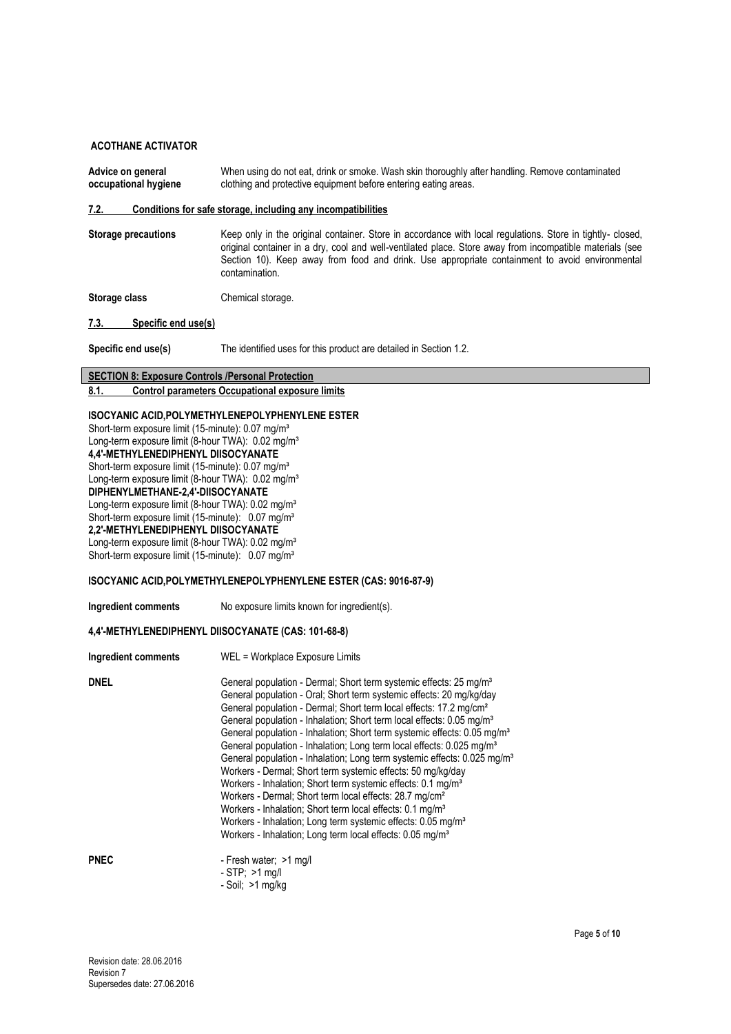**ACOTHANE ACTIVATOR**

**Advice on general occupational hygiene** When using do not eat, drink or smoke. Wash skin thoroughly after handling. Remove contaminated clothing and protective equipment before entering eating areas.

### 7.2. Conditions for safe storage, including any incompatibilities

**Storage precautions** Keep only in the original container. Store in accordance with local regulations. Store in tightly- closed, original container in a dry, cool and well-ventilated place. Store away from incompatible materials (see Section 10). Keep away from food and drink. Use appropriate containment to avoid environmental contamination.

**Storage class** Chemical storage.

### 7.3. Specific end use(s)

**Specific end use(s)** The identified uses for this product are detailed in Section 1.2.

## SECTION 8: Exposure Controls /Personal Protection

### 8.1. Control parameters Occupational exposure limits

**ISOCYANIC ACID,POLYMETHYLENEPOLYPHENYLENE ESTER**
Short-term exposure limit (15-minute): 0.07 mg/m³
Long-term exposure limit (8-hour TWA): 0.02 mg/m³
**4,4'-METHYLENEDIPHENYL DIISOCYANATE**
Short-term exposure limit (15-minute): 0.07 mg/m³
Long-term exposure limit (8-hour TWA): 0.02 mg/m³
**DIPHENYLMETHANE-2,4'-DIISOCYANATE**
Long-term exposure limit (8-hour TWA): 0.02 mg/m³
Short-term exposure limit (15-minute): 0.07 mg/m³
**2,2'-METHYLENEDIPHENYL DIISOCYANATE**
Long-term exposure limit (8-hour TWA): 0.02 mg/m³
Short-term exposure limit (15-minute): 0.07 mg/m³

**ISOCYANIC ACID,POLYMETHYLENEPOLYPHENYLENE ESTER (CAS: 9016-87-9)**

**Ingredient comments** No exposure limits known for ingredient(s).

**4,4'-METHYLENEDIPHENYL DIISOCYANATE (CAS: 101-68-8)**

**Ingredient comments** WEL = Workplace Exposure Limits

**DNEL**
General population - Dermal; Short term systemic effects: 25 mg/m³
General population - Oral; Short term systemic effects: 20 mg/kg/day
General population - Dermal; Short term local effects: 17.2 mg/cm²
General population - Inhalation; Short term local effects: 0.05 mg/m³
General population - Inhalation; Short term systemic effects: 0.05 mg/m³
General population - Inhalation; Long term local effects: 0.025 mg/m³
General population - Inhalation; Long term systemic effects: 0.025 mg/m³
Workers - Dermal; Short term systemic effects: 50 mg/kg/day
Workers - Inhalation; Short term systemic effects: 0.1 mg/m³
Workers - Dermal; Short term local effects: 28.7 mg/cm²
Workers - Inhalation; Short term local effects: 0.1 mg/m³
Workers - Inhalation; Long term systemic effects: 0.05 mg/m³
Workers - Inhalation; Long term local effects: 0.05 mg/m³

**PNEC**
- Fresh water; >1 mg/l
- STP; >1 mg/l
- Soil; >1 mg/kg

Revision date: 28.06.2016
Revision 7
Supersedes date: 27.06.2016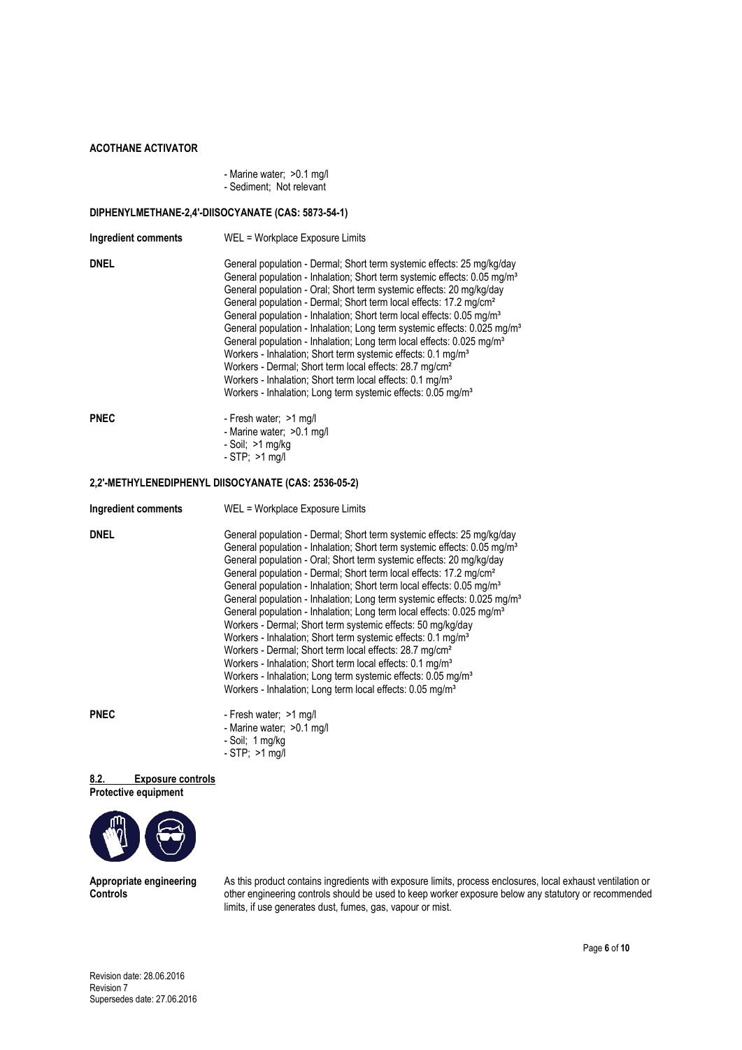**ACOTHANE ACTIVATOR**

- Marine water; >0.1 mg/l
- Sediment; Not relevant

**DIPHENYLMETHANE-2,4'-DIISOCYANATE (CAS: 5873-54-1)**

**Ingredient comments** WEL = Workplace Exposure Limits

**DNEL**

General population - Dermal; Short term systemic effects: 25 mg/kg/day
General population - Inhalation; Short term systemic effects: 0.05 mg/m³
General population - Oral; Short term systemic effects: 20 mg/kg/day
General population - Dermal; Short term local effects: 17.2 mg/cm²
General population - Inhalation; Short term local effects: 0.05 mg/m³
General population - Inhalation; Long term systemic effects: 0.025 mg/m³
General population - Inhalation; Long term local effects: 0.025 mg/m³
Workers - Inhalation; Short term systemic effects: 0.1 mg/m³
Workers - Dermal; Short term local effects: 28.7 mg/cm²
Workers - Inhalation; Short term local effects: 0.1 mg/m³
Workers - Inhalation; Long term systemic effects: 0.05 mg/m³

**PNEC**

- Fresh water; >1 mg/l
- Marine water; >0.1 mg/l
- Soil; >1 mg/kg
- STP; >1 mg/l

**2,2'-METHYLENEDIPHENYL DIISOCYANATE (CAS: 2536-05-2)**

**Ingredient comments** WEL = Workplace Exposure Limits

**DNEL**

General population - Dermal; Short term systemic effects: 25 mg/kg/day
General population - Inhalation; Short term systemic effects: 0.05 mg/m³
General population - Oral; Short term systemic effects: 20 mg/kg/day
General population - Dermal; Short term local effects: 17.2 mg/cm²
General population - Inhalation; Short term local effects: 0.05 mg/m³
General population - Inhalation; Long term systemic effects: 0.025 mg/m³
General population - Inhalation; Long term local effects: 0.025 mg/m³
Workers - Dermal; Short term systemic effects: 50 mg/kg/day
Workers - Inhalation; Short term systemic effects: 0.1 mg/m³
Workers - Dermal; Short term local effects: 28.7 mg/cm²
Workers - Inhalation; Short term local effects: 0.1 mg/m³
Workers - Inhalation; Long term systemic effects: 0.05 mg/m³
Workers - Inhalation; Long term local effects: 0.05 mg/m³

**PNEC**

- Fresh water; >1 mg/l
- Marine water; >0.1 mg/l
- Soil; 1 mg/kg
- STP; >1 mg/l

## 8.2. Exposure controls

**Protective equipment**

**Appropriate engineering Controls** As this product contains ingredients with exposure limits, process enclosures, local exhaust ventilation or other engineering controls should be used to keep worker exposure below any statutory or recommended limits, if use generates dust, fumes, gas, vapour or mist.

Revision date: 28.06.2016
Revision 7
Supersedes date: 27.06.2016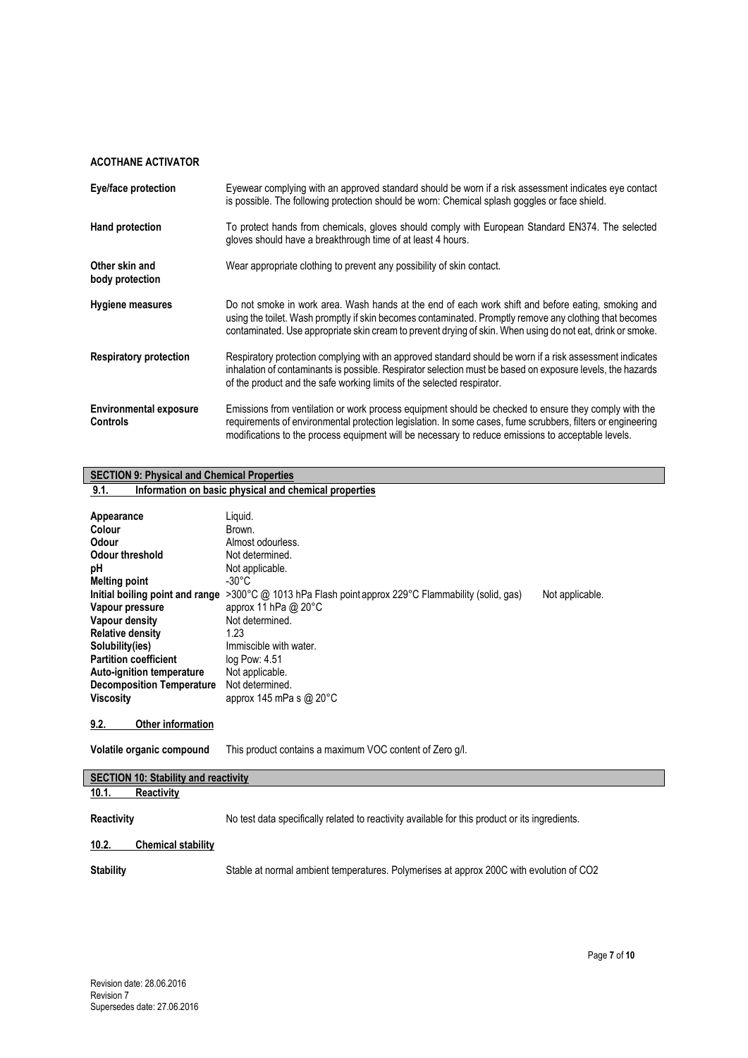**ACOTHANE ACTIVATOR**

| | |
|---|---|
| **Eye/face protection** | Eyewear complying with an approved standard should be worn if a risk assessment indicates eye contact is possible. The following protection should be worn: Chemical splash goggles or face shield. |
| **Hand protection** | To protect hands from chemicals, gloves should comply with European Standard EN374. The selected gloves should have a breakthrough time of at least 4 hours. |
| **Other skin and body protection** | Wear appropriate clothing to prevent any possibility of skin contact. |
| **Hygiene measures** | Do not smoke in work area. Wash hands at the end of each work shift and before eating, smoking and using the toilet. Wash promptly if skin becomes contaminated. Promptly remove any clothing that becomes contaminated. Use appropriate skin cream to prevent drying of skin. When using do not eat, drink or smoke. |
| **Respiratory protection** | Respiratory protection complying with an approved standard should be worn if a risk assessment indicates inhalation of contaminants is possible. Respirator selection must be based on exposure levels, the hazards of the product and the safe working limits of the selected respirator. |
| **Environmental exposure Controls** | Emissions from ventilation or work process equipment should be checked to ensure they comply with the requirements of environmental protection legislation. In some cases, fume scrubbers, filters or engineering modifications to the process equipment will be necessary to reduce emissions to acceptable levels. |

## SECTION 9: Physical and Chemical Properties

### 9.1. Information on basic physical and chemical properties

| | |
|---|---|
| **Appearance** | Liquid. |
| **Colour** | Brown. |
| **Odour** | Almost odourless. |
| **Odour threshold** | Not determined. |
| **pH** | Not applicable. |
| **Melting point** | -30°C |
| **Initial boiling point and range** | >300°C @ 1013 hPa Flash point approx 229°C Flammability (solid, gas) Not applicable. |
| **Vapour pressure** | approx 11 hPa @ 20°C |
| **Vapour density** | Not determined. |
| **Relative density** | 1.23 |
| **Solubility(ies)** | Immiscible with water. |
| **Partition coefficient** | log Pow: 4.51 |
| **Auto-ignition temperature** | Not applicable. |
| **Decomposition Temperature** | Not determined. |
| **Viscosity** | approx 145 mPa s @ 20°C |

### 9.2. Other information

**Volatile organic compound** This product contains a maximum VOC content of Zero g/l.

## SECTION 10: Stability and reactivity

### 10.1. Reactivity

**Reactivity** No test data specifically related to reactivity available for this product or its ingredients.

### 10.2. Chemical stability

**Stability** Stable at normal ambient temperatures. Polymerises at approx 200C with evolution of $CO_2$

Revision date: 28.06.2016
Revision 7
Supersedes date: 27.06.2016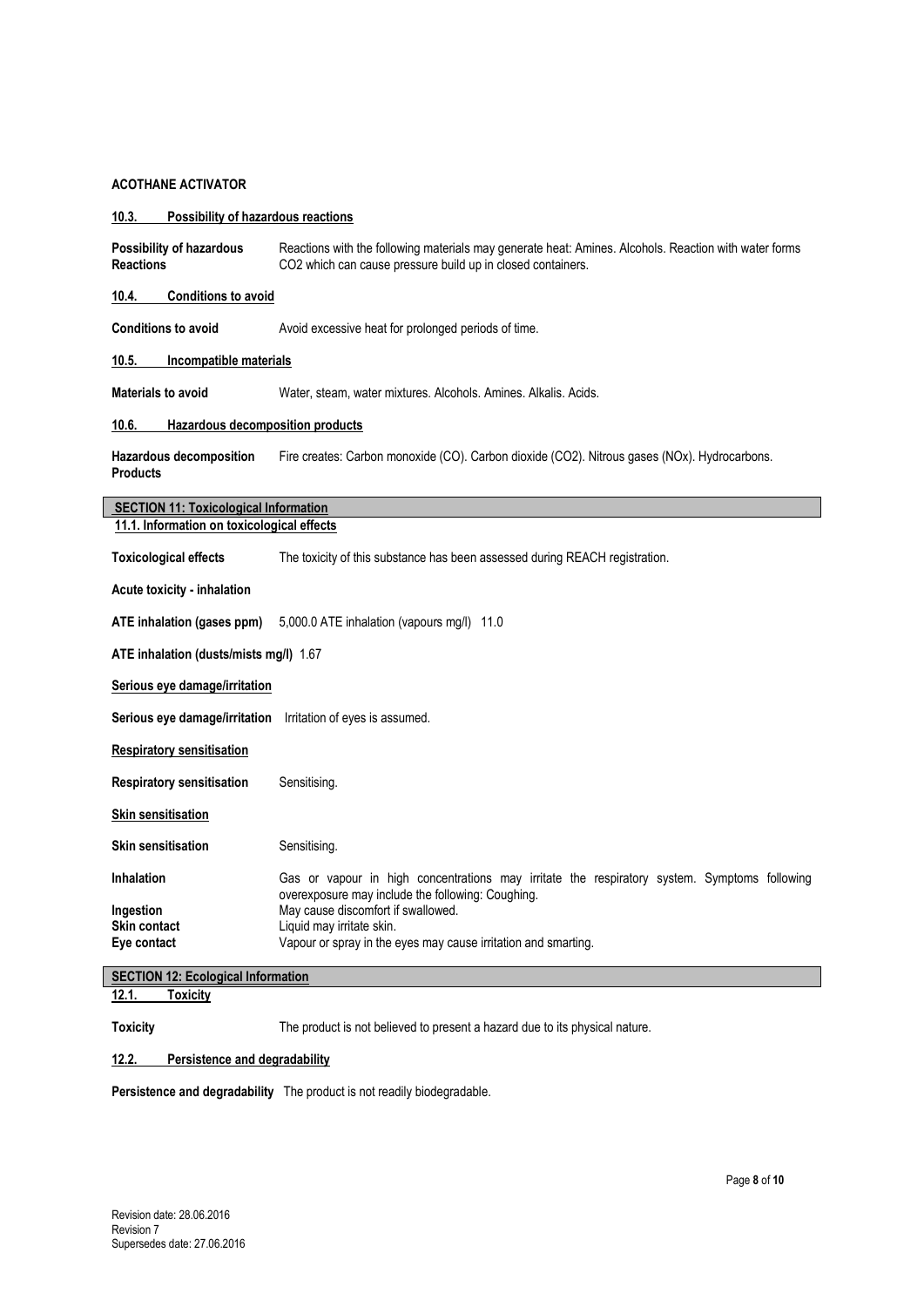**ACOTHANE ACTIVATOR**

### 10.3. Possibility of hazardous reactions

**Possibility of hazardous Reactions** Reactions with the following materials may generate heat: Amines. Alcohols. Reaction with water forms $CO_2$ which can cause pressure build up in closed containers.

### 10.4. Conditions to avoid

**Conditions to avoid** Avoid excessive heat for prolonged periods of time.

### 10.5. Incompatible materials

**Materials to avoid** Water, steam, water mixtures. Alcohols. Amines. Alkalis. Acids.

### 10.6. Hazardous decomposition products

**Hazardous decomposition Products** Fire creates: Carbon monoxide (CO). Carbon dioxide ($CO_2$). Nitrous gases ($NO_x$). Hydrocarbons.

## SECTION 11: Toxicological Information

### 11.1. Information on toxicological effects

**Toxicological effects** The toxicity of this substance has been assessed during REACH registration.

**Acute toxicity - inhalation**

**ATE inhalation (gases ppm)** 5,000.0 ATE inhalation (vapours mg/l) 11.0

**ATE inhalation (dusts/mists mg/l)** 1.67

**Serious eye damage/irritation**

**Serious eye damage/irritation** Irritation of eyes is assumed.

**Respiratory sensitisation**

**Respiratory sensitisation** Sensitising.

**Skin sensitisation**

**Skin sensitisation** Sensitising.

**Inhalation** Gas or vapour in high concentrations may irritate the respiratory system. Symptoms following overexposure may include the following: Coughing.

**Ingestion** May cause discomfort if swallowed.

**Skin contact** Liquid may irritate skin.

**Eye contact** Vapour or spray in the eyes may cause irritation and smarting.

## SECTION 12: Ecological Information

### 12.1. Toxicity

**Toxicity** The product is not believed to present a hazard due to its physical nature.

### 12.2. Persistence and degradability

**Persistence and degradability** The product is not readily biodegradable.

Revision date: 28.06.2016
Revision 7
Supersedes date: 27.06.2016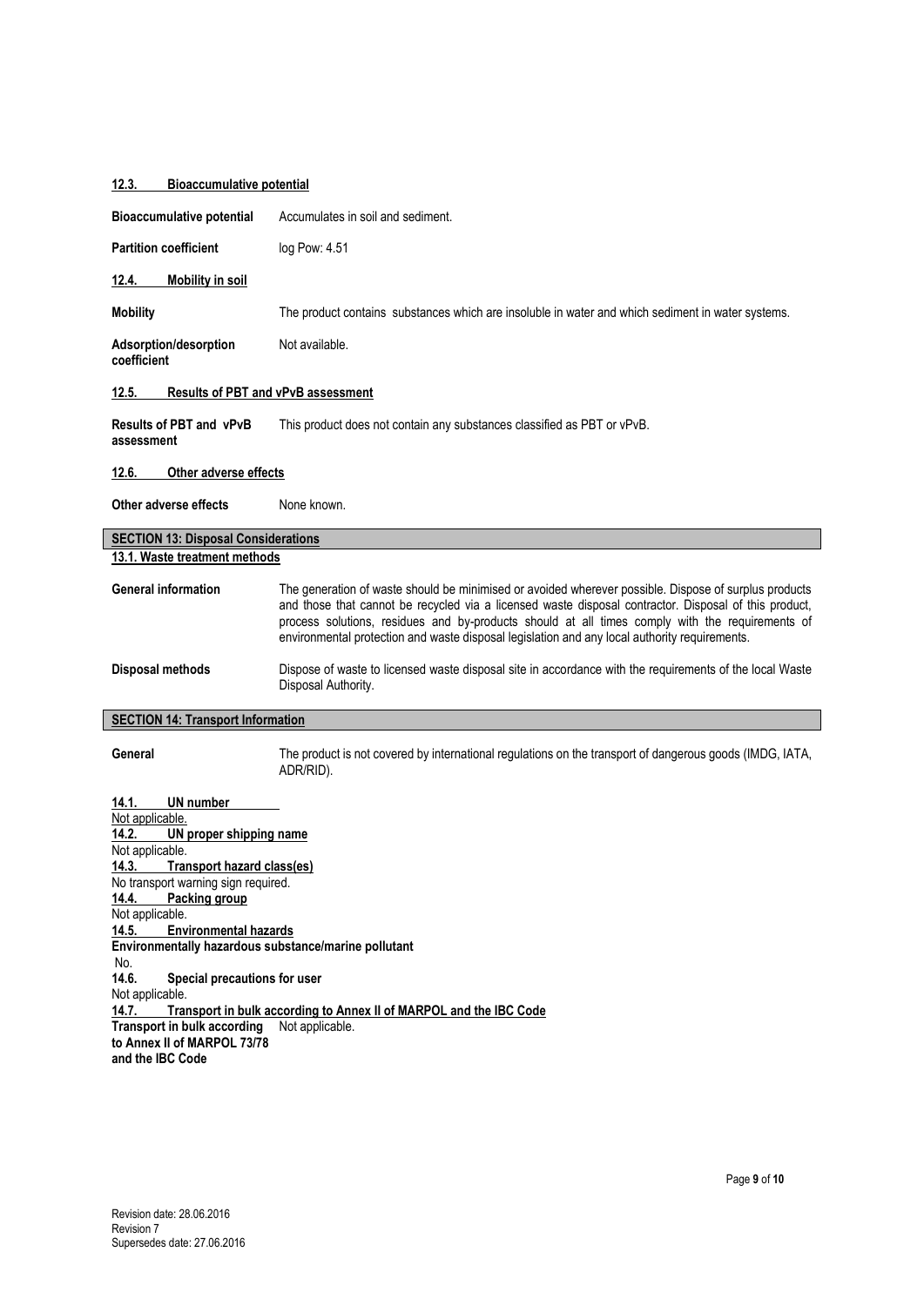### 12.3. Bioaccumulative potential

**Bioaccumulative potential** Accumulates in soil and sediment.

**Partition coefficient** log Pow: 4.51

### 12.4. Mobility in soil

**Mobility** The product contains substances which are insoluble in water and which sediment in water systems.

**Adsorption/desorption coefficient** Not available.

### 12.5. Results of PBT and vPvB assessment

**Results of PBT and vPvB assessment** This product does not contain any substances classified as PBT or vPvB.

### 12.6. Other adverse effects

**Other adverse effects** None known.

## SECTION 13: Disposal Considerations

### 13.1. Waste treatment methods

**General information** The generation of waste should be minimised or avoided wherever possible. Dispose of surplus products and those that cannot be recycled via a licensed waste disposal contractor. Disposal of this product, process solutions, residues and by-products should at all times comply with the requirements of environmental protection and waste disposal legislation and any local authority requirements.

**Disposal methods** Dispose of waste to licensed waste disposal site in accordance with the requirements of the local Waste Disposal Authority.

## SECTION 14: Transport Information

**General** The product is not covered by international regulations on the transport of dangerous goods (IMDG, IATA, ADR/RID).

### 14.1. UN number

Not applicable.

### 14.2. UN proper shipping name

Not applicable.

### 14.3. Transport hazard class(es)

No transport warning sign required.

### 14.4. Packing group

Not applicable.

### 14.5. Environmental hazards

**Environmentally hazardous substance/marine pollutant**

No.

### 14.6. Special precautions for user

Not applicable.

### 14.7. Transport in bulk according to Annex II of MARPOL and the IBC Code

**Transport in bulk according to Annex II of MARPOL 73/78 and the IBC Code** Not applicable.

Revision date: 28.06.2016
Revision 7
Supersedes date: 27.06.2016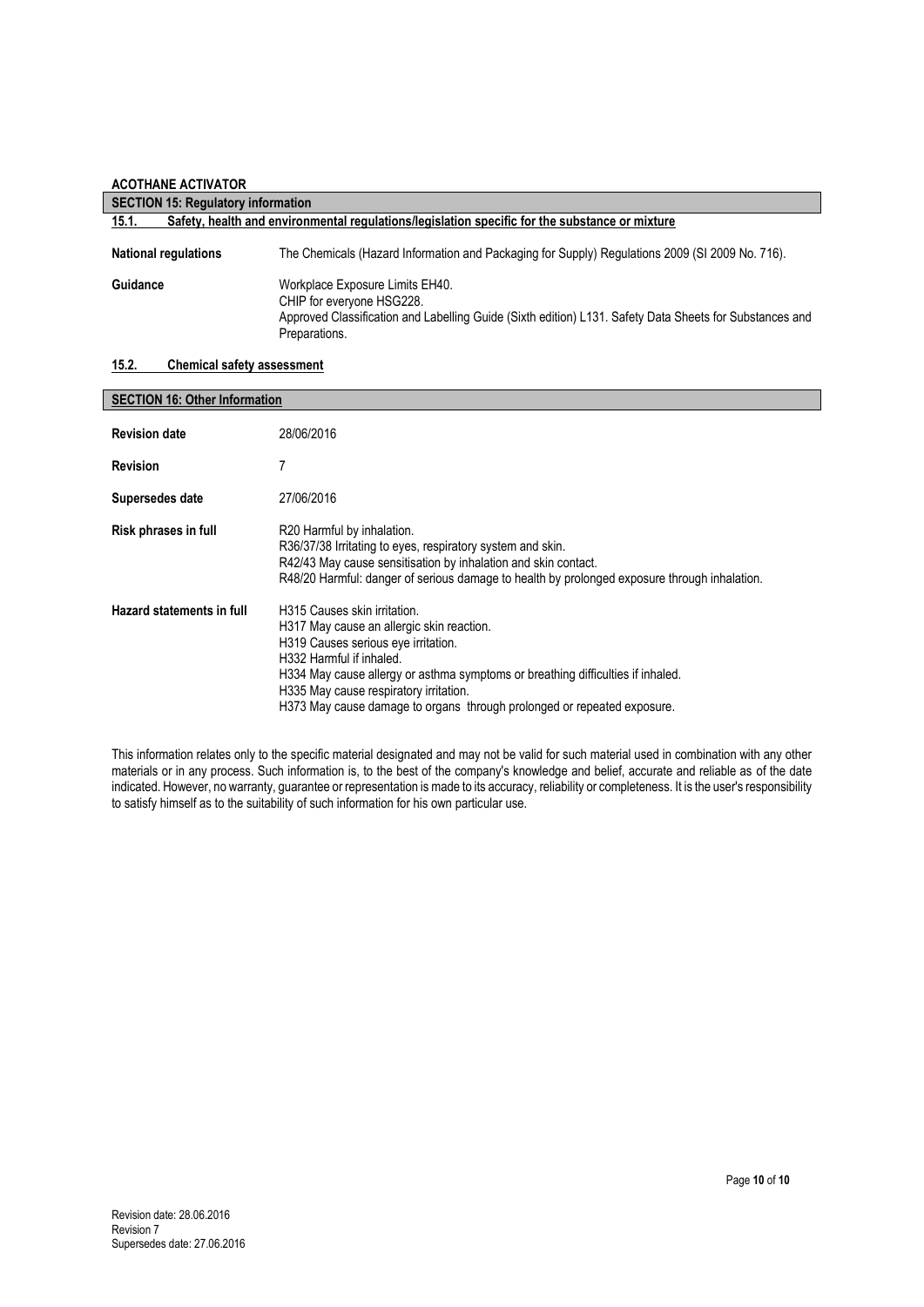**ACOTHANE ACTIVATOR**

## SECTION 15: Regulatory information

### 15.1. Safety, health and environmental regulations/legislation specific for the substance or mixture

**National regulations** The Chemicals (Hazard Information and Packaging for Supply) Regulations 2009 (SI 2009 No. 716).

**Guidance** Workplace Exposure Limits EH40.
CHIP for everyone HSG228.
Approved Classification and Labelling Guide (Sixth edition) L131. Safety Data Sheets for Substances and Preparations.

### 15.2. Chemical safety assessment

## SECTION 16: Other Information

**Revision date** 28/06/2016

**Revision** 7

**Supersedes date** 27/06/2016

**Risk phrases in full**
R20 Harmful by inhalation.
R36/37/38 Irritating to eyes, respiratory system and skin.
R42/43 May cause sensitisation by inhalation and skin contact.
R48/20 Harmful: danger of serious damage to health by prolonged exposure through inhalation.

**Hazard statements in full**
H315 Causes skin irritation.
H317 May cause an allergic skin reaction.
H319 Causes serious eye irritation.
H332 Harmful if inhaled.
H334 May cause allergy or asthma symptoms or breathing difficulties if inhaled.
H335 May cause respiratory irritation.
H373 May cause damage to organs through prolonged or repeated exposure.

This information relates only to the specific material designated and may not be valid for such material used in combination with any other materials or in any process. Such information is, to the best of the company's knowledge and belief, accurate and reliable as of the date indicated. However, no warranty, guarantee or representation is made to its accuracy, reliability or completeness. It is the user's responsibility to satisfy himself as to the suitability of such information for his own particular use.